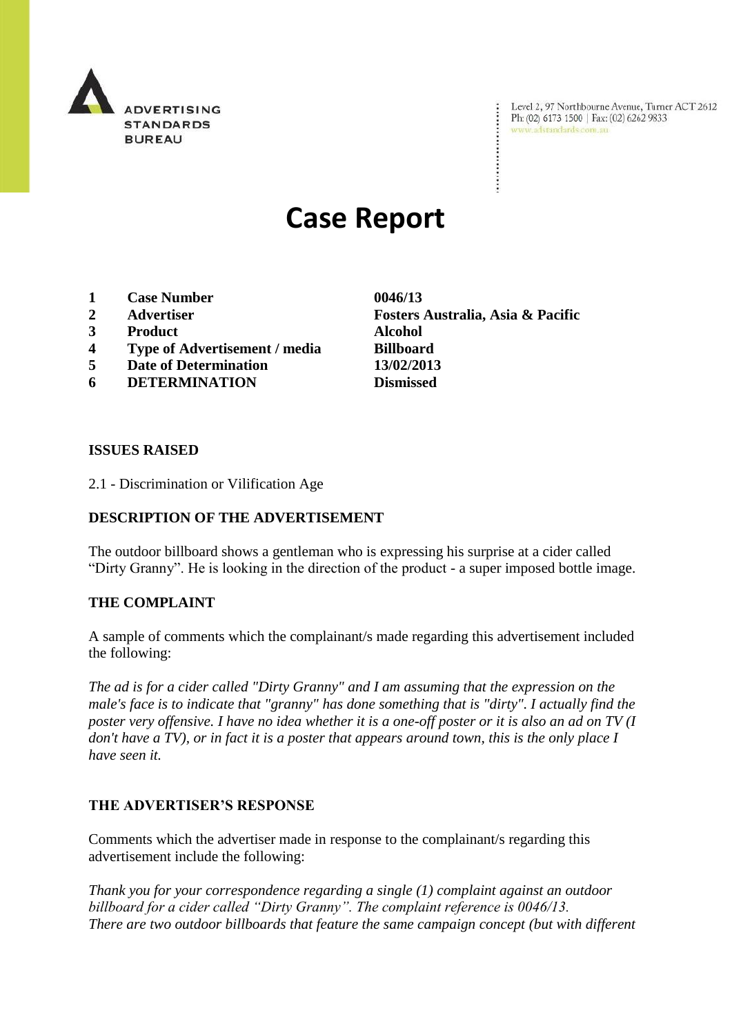# Case Report

| | | |
|---|---|---|
| **1** | **Case Number** | **0046/13** |
| **2** | **Advertiser** | **Fosters Australia, Asia & Pacific** |
| **3** | **Product** | **Alcohol** |
| **4** | **Type of Advertisement / media** | **Billboard** |
| **5** | **Date of Determination** | **13/02/2013** |
| **6** | **DETERMINATION** | **Dismissed** |

**ISSUES RAISED**

2.1 - Discrimination or Vilification Age

**DESCRIPTION OF THE ADVERTISEMENT**

The outdoor billboard shows a gentleman who is expressing his surprise at a cider called "Dirty Granny". He is looking in the direction of the product - a super imposed bottle image.

**THE COMPLAINT**

A sample of comments which the complainant/s made regarding this advertisement included the following:

*The ad is for a cider called "Dirty Granny" and I am assuming that the expression on the male's face is to indicate that "granny" has done something that is "dirty". I actually find the poster very offensive. I have no idea whether it is a one-off poster or it is also an ad on TV (I don't have a TV), or in fact it is a poster that appears around town, this is the only place I have seen it.*

**THE ADVERTISER'S RESPONSE**

Comments which the advertiser made in response to the complainant/s regarding this advertisement include the following:

*Thank you for your correspondence regarding a single (1) complaint against an outdoor billboard for a cider called "Dirty Granny". The complaint reference is 0046/13.*
*There are two outdoor billboards that feature the same campaign concept (but with different*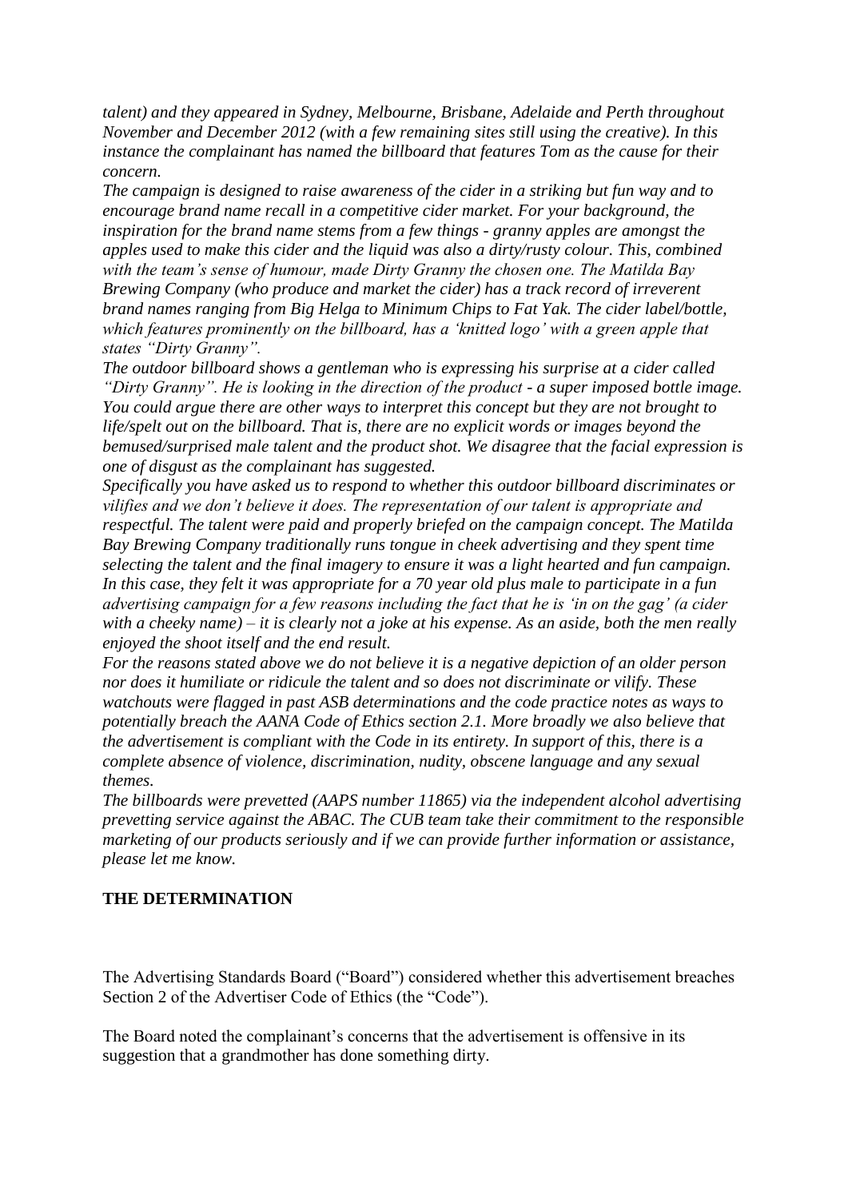*talent) and they appeared in Sydney, Melbourne, Brisbane, Adelaide and Perth throughout November and December 2012 (with a few remaining sites still using the creative). In this instance the complainant has named the billboard that features Tom as the cause for their concern.*

*The campaign is designed to raise awareness of the cider in a striking but fun way and to encourage brand name recall in a competitive cider market. For your background, the inspiration for the brand name stems from a few things - granny apples are amongst the apples used to make this cider and the liquid was also a dirty/rusty colour. This, combined with the team's sense of humour, made Dirty Granny the chosen one. The Matilda Bay Brewing Company (who produce and market the cider) has a track record of irreverent brand names ranging from Big Helga to Minimum Chips to Fat Yak. The cider label/bottle, which features prominently on the billboard, has a 'knitted logo' with a green apple that states "Dirty Granny".*

*The outdoor billboard shows a gentleman who is expressing his surprise at a cider called "Dirty Granny". He is looking in the direction of the product - a super imposed bottle image. You could argue there are other ways to interpret this concept but they are not brought to life/spelt out on the billboard. That is, there are no explicit words or images beyond the bemused/surprised male talent and the product shot. We disagree that the facial expression is one of disgust as the complainant has suggested.*

*Specifically you have asked us to respond to whether this outdoor billboard discriminates or vilifies and we don't believe it does. The representation of our talent is appropriate and respectful. The talent were paid and properly briefed on the campaign concept. The Matilda Bay Brewing Company traditionally runs tongue in cheek advertising and they spent time selecting the talent and the final imagery to ensure it was a light hearted and fun campaign. In this case, they felt it was appropriate for a 70 year old plus male to participate in a fun advertising campaign for a few reasons including the fact that he is 'in on the gag' (a cider with a cheeky name) – it is clearly not a joke at his expense. As an aside, both the men really enjoyed the shoot itself and the end result.*

*For the reasons stated above we do not believe it is a negative depiction of an older person nor does it humiliate or ridicule the talent and so does not discriminate or vilify. These watchouts were flagged in past ASB determinations and the code practice notes as ways to potentially breach the AANA Code of Ethics section 2.1. More broadly we also believe that the advertisement is compliant with the Code in its entirety. In support of this, there is a complete absence of violence, discrimination, nudity, obscene language and any sexual themes.*

*The billboards were prevetted (AAPS number 11865) via the independent alcohol advertising prevetting service against the ABAC. The CUB team take their commitment to the responsible marketing of our products seriously and if we can provide further information or assistance, please let me know.*

**THE DETERMINATION**

The Advertising Standards Board ("Board") considered whether this advertisement breaches Section 2 of the Advertiser Code of Ethics (the "Code").

The Board noted the complainant's concerns that the advertisement is offensive in its suggestion that a grandmother has done something dirty.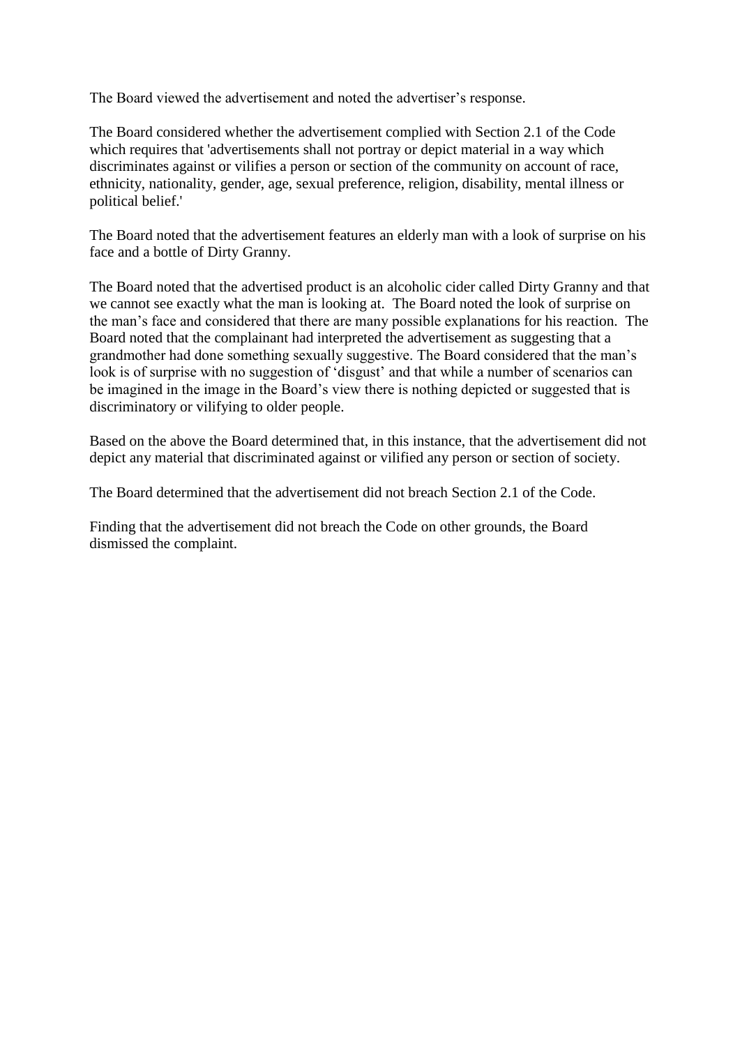The Board viewed the advertisement and noted the advertiser's response.

The Board considered whether the advertisement complied with Section 2.1 of the Code which requires that 'advertisements shall not portray or depict material in a way which discriminates against or vilifies a person or section of the community on account of race, ethnicity, nationality, gender, age, sexual preference, religion, disability, mental illness or political belief.'

The Board noted that the advertisement features an elderly man with a look of surprise on his face and a bottle of Dirty Granny.

The Board noted that the advertised product is an alcoholic cider called Dirty Granny and that we cannot see exactly what the man is looking at. The Board noted the look of surprise on the man's face and considered that there are many possible explanations for his reaction. The Board noted that the complainant had interpreted the advertisement as suggesting that a grandmother had done something sexually suggestive. The Board considered that the man's look is of surprise with no suggestion of 'disgust' and that while a number of scenarios can be imagined in the image in the Board's view there is nothing depicted or suggested that is discriminatory or vilifying to older people.

Based on the above the Board determined that, in this instance, that the advertisement did not depict any material that discriminated against or vilified any person or section of society.

The Board determined that the advertisement did not breach Section 2.1 of the Code.

Finding that the advertisement did not breach the Code on other grounds, the Board dismissed the complaint.